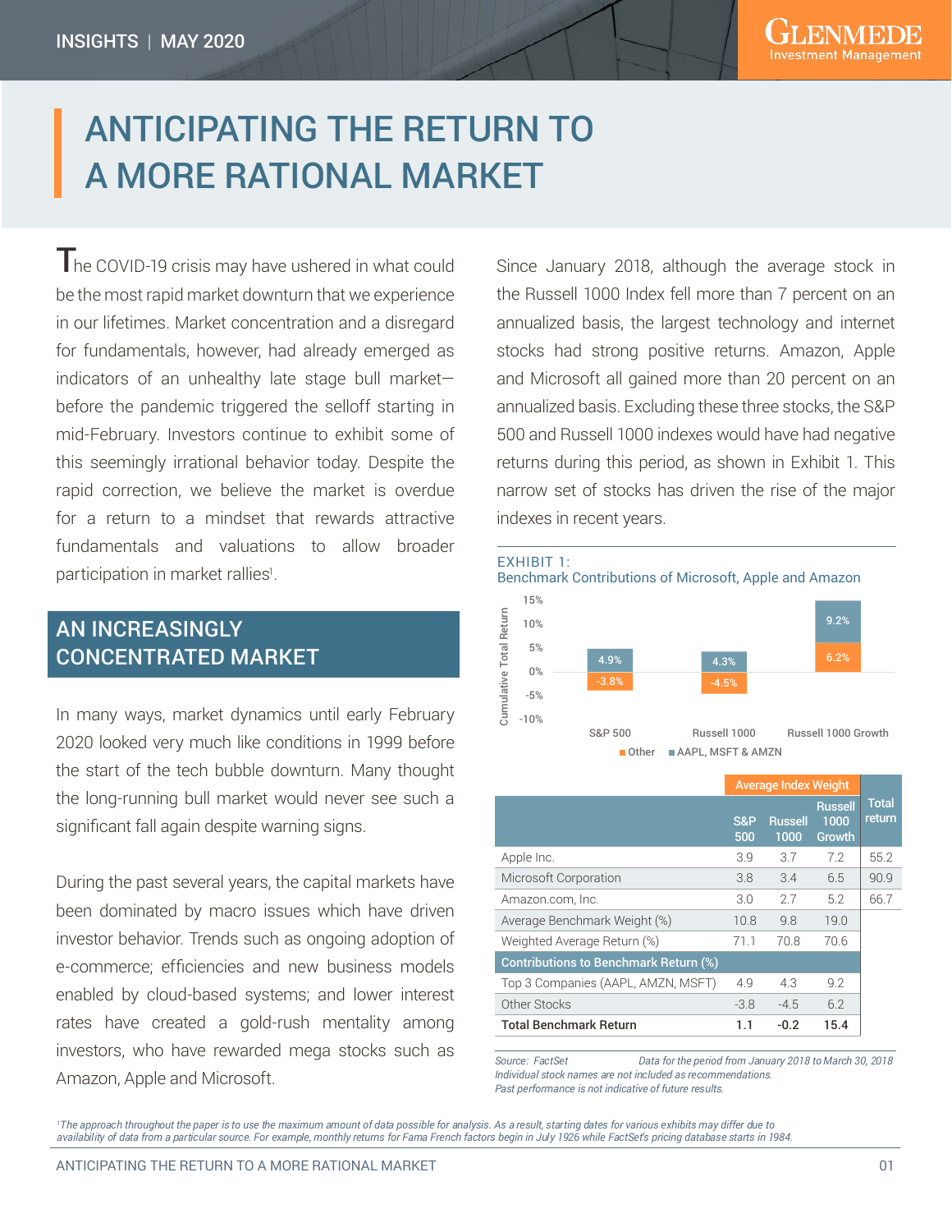# ANTICIPATING THE RETURN TO A MORE RATIONAL MARKET

The COVID-19 crisis may have ushered in what could be the most rapid market downturn that we experience in our lifetimes. Market concentration and a disregard for fundamentals, however, had already emerged as indicators of an unhealthy late stage bull market—before the pandemic triggered the selloff starting in mid-February. Investors continue to exhibit some of this seemingly irrational behavior today. Despite the rapid correction, we believe the market is overdue for a return to a mindset that rewards attractive fundamentals and valuations to allow broader participation in market rallies[1].

## AN INCREASINGLY CONCENTRATED MARKET

In many ways, market dynamics until early February 2020 looked very much like conditions in 1999 before the start of the tech bubble downturn. Many thought the long-running bull market would never see such a significant fall again despite warning signs.

During the past several years, the capital markets have been dominated by macro issues which have driven investor behavior. Trends such as ongoing adoption of e-commerce; efficiencies and new business models enabled by cloud-based systems; and lower interest rates have created a gold-rush mentality among investors, who have rewarded mega stocks such as Amazon, Apple and Microsoft.

Since January 2018, although the average stock in the Russell 1000 Index fell more than 7 percent on an annualized basis, the largest technology and internet stocks had strong positive returns. Amazon, Apple and Microsoft all gained more than 20 percent on an annualized basis. Excluding these three stocks, the S&P 500 and Russell 1000 indexes would have had negative returns during this period, as shown in Exhibit 1. This narrow set of stocks has driven the rise of the major indexes in recent years.

EXHIBIT 1:
Benchmark Contributions of Microsoft, Apple and Amazon

| Cumulative Total Return | S&P 500 | Russell 1000 | Russell 1000 Growth |
|---|---|---|---|
| AAPL, MSFT & AMZN | 4.9% | 4.3% | 9.2% |
| Other | -3.8% | -4.5% | 6.2% |

| | Average Index Weight | | | |
|---|---|---|---|---|
| | S&P 500 | Russell 1000 | Russell 1000 Growth | Total return |
| Apple Inc. | 3.9 | 3.7 | 7.2 | 55.2 |
| Microsoft Corporation | 3.8 | 3.4 | 6.5 | 90.9 |
| Amazon.com, Inc. | 3.0 | 2.7 | 5.2 | 66.7 |
| Average Benchmark Weight (%) | 10.8 | 9.8 | 19.0 | |
| Weighted Average Return (%) | 71.1 | 70.8 | 70.6 | |
| **Contributions to Benchmark Return (%)** | | | | |
| Top 3 Companies (AAPL, AMZN, MSFT) | 4.9 | 4.3 | 9.2 | |
| Other Stocks | -3.8 | -4.5 | 6.2 | |
| **Total Benchmark Return** | **1.1** | **-0.2** | **15.4** | |

*Source: FactSet* *Data for the period from January 2018 to March 30, 2018*
*Individual stock names are not included as recommendations.*
*Past performance is not indicative of future results.*

*[1] The approach throughout the paper is to use the maximum amount of data possible for analysis. As a result, starting dates for various exhibits may differ due to availability of data from a particular source. For example, monthly returns for Fama French factors begin in July 1926 while FactSet's pricing database starts in 1984.*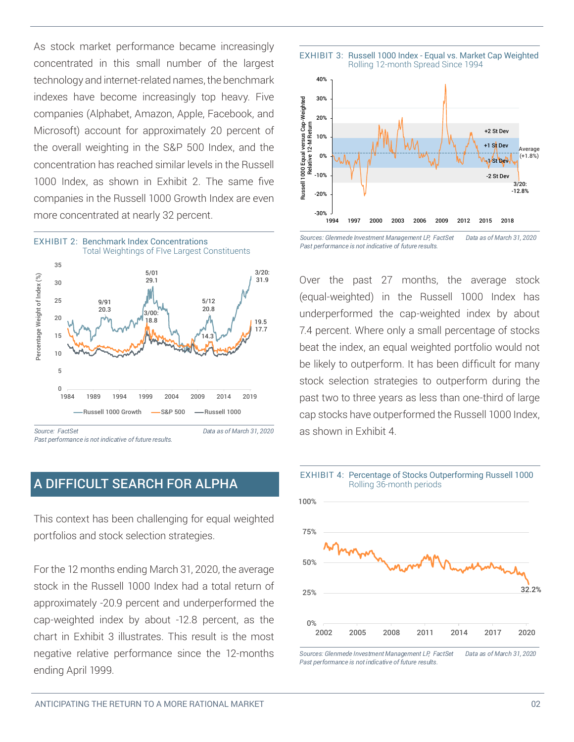As stock market performance became increasingly concentrated in this small number of the largest technology and internet-related names, the benchmark indexes have become increasingly top heavy. Five companies (Alphabet, Amazon, Apple, Facebook, and Microsoft) account for approximately 20 percent of the overall weighting in the S&P 500 Index, and the concentration has reached similar levels in the Russell 1000 Index, as shown in Exhibit 2. The same five companies in the Russell 1000 Growth Index are even more concentrated at nearly 32 percent.

**EXHIBIT 2:** Benchmark Index Concentrations
Total Weightings of FIve Largest Constituents

*Source: FactSet* *Data as of March 31, 2020*
*Past performance is not indicative of future results.*

## A DIFFICULT SEARCH FOR ALPHA

This context has been challenging for equal weighted portfolios and stock selection strategies.

For the 12 months ending March 31, 2020, the average stock in the Russell 1000 Index had a total return of approximately -20.9 percent and underperformed the cap-weighted index by about -12.8 percent, as the chart in Exhibit 3 illustrates. This result is the most negative relative performance since the 12-months ending April 1999.

**EXHIBIT 3:** Russell 1000 Index - Equal vs. Market Cap Weighted
Rolling 12-month Spread Since 1994

*Sources: Glenmede Investment Management LP, FactSet* *Data as of March 31, 2020*
*Past performance is not indicative of future results.*

Over the past 27 months, the average stock (equal-weighted) in the Russell 1000 Index has underperformed the cap-weighted index by about 7.4 percent. Where only a small percentage of stocks beat the index, an equal weighted portfolio would not be likely to outperform. It has been difficult for many stock selection strategies to outperform during the past two to three years as less than one-third of large cap stocks have outperformed the Russell 1000 Index, as shown in Exhibit 4.

**EXHIBIT 4:** Percentage of Stocks Outperforming Russell 1000
Rolling 36-month periods

*Sources: Glenmede Investment Management LP, FactSet* *Data as of March 31, 2020*
*Past performance is not indicative of future results.*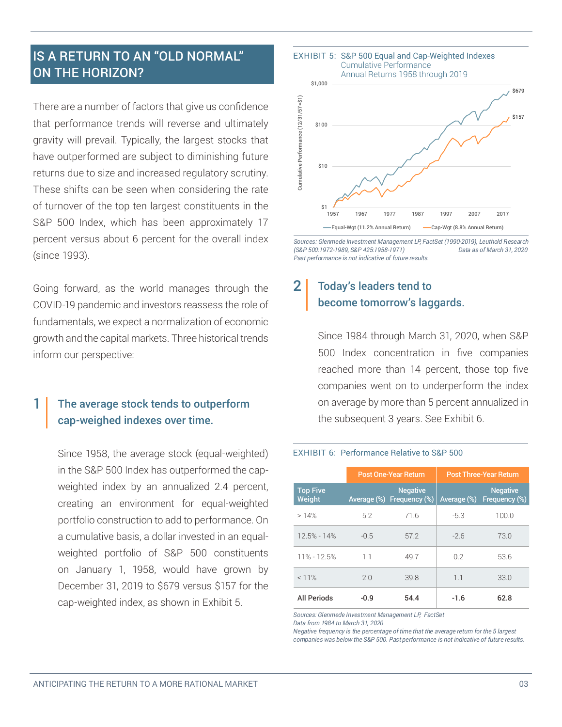## IS A RETURN TO AN "OLD NORMAL" ON THE HORIZON?

There are a number of factors that give us confidence that performance trends will reverse and ultimately gravity will prevail. Typically, the largest stocks that have outperformed are subject to diminishing future returns due to size and increased regulatory scrutiny. These shifts can be seen when considering the rate of turnover of the top ten largest constituents in the S&P 500 Index, which has been approximately 17 percent versus about 6 percent for the overall index (since 1993).

Going forward, as the world manages through the COVID-19 pandemic and investors reassess the role of fundamentals, we expect a normalization of economic growth and the capital markets. Three historical trends inform our perspective:

### 1 The average stock tends to outperform cap-weighed indexes over time.

Since 1958, the average stock (equal-weighted) in the S&P 500 Index has outperformed the cap-weighted index by an annualized 2.4 percent, creating an environment for equal-weighted portfolio construction to add to performance. On a cumulative basis, a dollar invested in an equal-weighted portfolio of S&P 500 constituents on January 1, 1958, would have grown by December 31, 2019 to $679 versus $157 for the cap-weighted index, as shown in Exhibit 5.

EXHIBIT 5: S&P 500 Equal and Cap-Weighted Indexes
Cumulative Performance
Annual Returns 1958 through 2019

*Sources: Glenmede Investment Management LP, FactSet (1990-2019), Leuthold Research (S&P 500:1972-1989, S&P 425:1958-1971) Data as of March 31, 2020*
*Past performance is not indicative of future results.*

### 2 Today's leaders tend to become tomorrow's laggards.

Since 1984 through March 31, 2020, when S&P 500 Index concentration in five companies reached more than 14 percent, those top five companies went on to underperform the index on average by more than 5 percent annualized in the subsequent 3 years. See Exhibit 6.

EXHIBIT 6: Performance Relative to S&P 500

| | Post One-Year Return | | Post Three-Year Return | |
|---|---|---|---|---|
| Top Five Weight | Average (%) | Negative Frequency (%) | Average (%) | Negative Frequency (%) |
| > 14% | 5.2 | 71.6 | -5.3 | 100.0 |
| 12.5% - 14% | -0.5 | 57.2 | -2.6 | 73.0 |
| 11% - 12.5% | 1.1 | 49.7 | 0.2 | 53.6 |
| < 11% | 2.0 | 39.8 | 1.1 | 33.0 |
| **All Periods** | **-0.9** | **54.4** | **-1.6** | **62.8** |

*Sources: Glenmede Investment Management LP, FactSet*
*Data from 1984 to March 31, 2020*
*Negative frequency is the percentage of time that the average return for the 5 largest companies was below the S&P 500. Past performance is not indicative of future results.*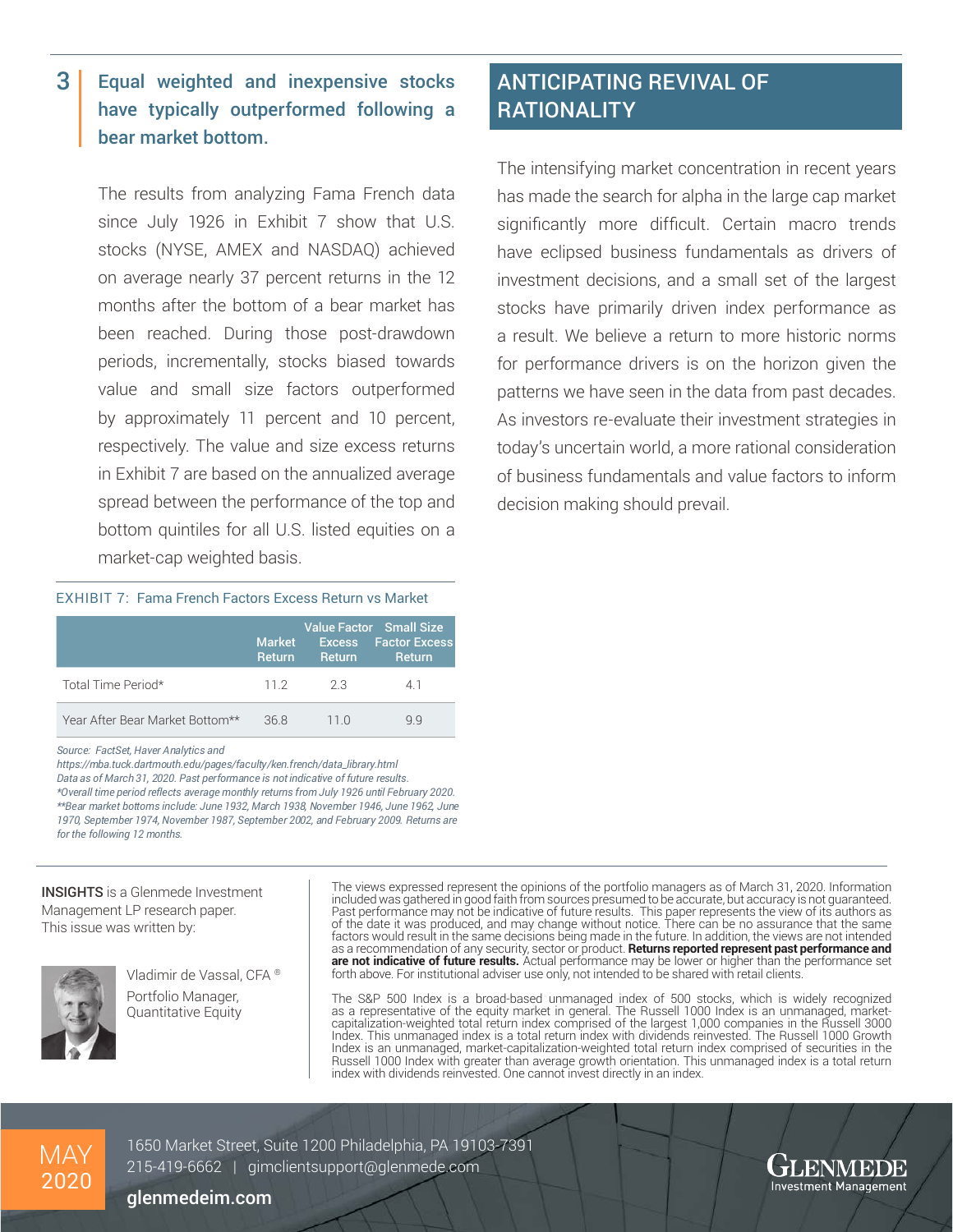## 3 Equal weighted and inexpensive stocks have typically outperformed following a bear market bottom.

The results from analyzing Fama French data since July 1926 in Exhibit 7 show that U.S. stocks (NYSE, AMEX and NASDAQ) achieved on average nearly 37 percent returns in the 12 months after the bottom of a bear market has been reached. During those post-drawdown periods, incrementally, stocks biased towards value and small size factors outperformed by approximately 11 percent and 10 percent, respectively. The value and size excess returns in Exhibit 7 are based on the annualized average spread between the performance of the top and bottom quintiles for all U.S. listed equities on a market-cap weighted basis.

EXHIBIT 7: Fama French Factors Excess Return vs Market

| | Market Return | Value Factor Excess Return | Small Size Factor Excess Return |
|---|---|---|---|
| Total Time Period* | 11.2 | 2.3 | 4.1 |
| Year After Bear Market Bottom** | 36.8 | 11.0 | 9.9 |

*Source: FactSet, Haver Analytics and https://mba.tuck.dartmouth.edu/pages/faculty/ken.french/data_library.html*
*Data as of March 31, 2020. Past performance is not indicative of future results.*
*\*Overall time period reflects average monthly returns from July 1926 until February 2020.*
*\*\*Bear market bottoms include: June 1932, March 1938, November 1946, June 1962, June 1970, September 1974, November 1987, September 2002, and February 2009. Returns are for the following 12 months.*

## ANTICIPATING REVIVAL OF RATIONALITY

The intensifying market concentration in recent years has made the search for alpha in the large cap market significantly more difficult. Certain macro trends have eclipsed business fundamentals as drivers of investment decisions, and a small set of the largest stocks have primarily driven index performance as a result. We believe a return to more historic norms for performance drivers is on the horizon given the patterns we have seen in the data from past decades. As investors re-evaluate their investment strategies in today's uncertain world, a more rational consideration of business fundamentals and value factors to inform decision making should prevail.

**INSIGHTS** is a Glenmede Investment Management LP research paper. This issue was written by:

Vladimir de Vassal, CFA ®
Portfolio Manager,
Quantitative Equity

The views expressed represent the opinions of the portfolio managers as of March 31, 2020. Information included was gathered in good faith from sources presumed to be accurate, but accuracy is not guaranteed. Past performance may not be indicative of future results. This paper represents the view of its authors as of the date it was produced, and may change without notice. There can be no assurance that the same factors would result in the same decisions being made in the future. In addition, the views are not intended as a recommendation of any security, sector or product. **Returns reported represent past performance and are not indicative of future results.** Actual performance may be lower or higher than the performance set forth above. For institutional adviser use only, not intended to be shared with retail clients.

The S&P 500 Index is a broad-based unmanaged index of 500 stocks, which is widely recognized as a representative of the equity market in general. The Russell 1000 Index is an unmanaged, market-capitalization-weighted total return index comprised of the largest 1,000 companies in the Russell 3000 Index. This unmanaged index is a total return index with dividends reinvested. The Russell 1000 Growth Index is an unmanaged, market-capitalization-weighted total return index comprised of securities in the Russell 1000 Index with greater than average growth orientation. This unmanaged index is a total return index with dividends reinvested. One cannot invest directly in an index.

MAY 2020

1650 Market Street, Suite 1200 Philadelphia, PA 19103-7391
215-419-6662 | gimclientsupport@glenmede.com
glenmedeim.com

GLENMEDE Investment Management